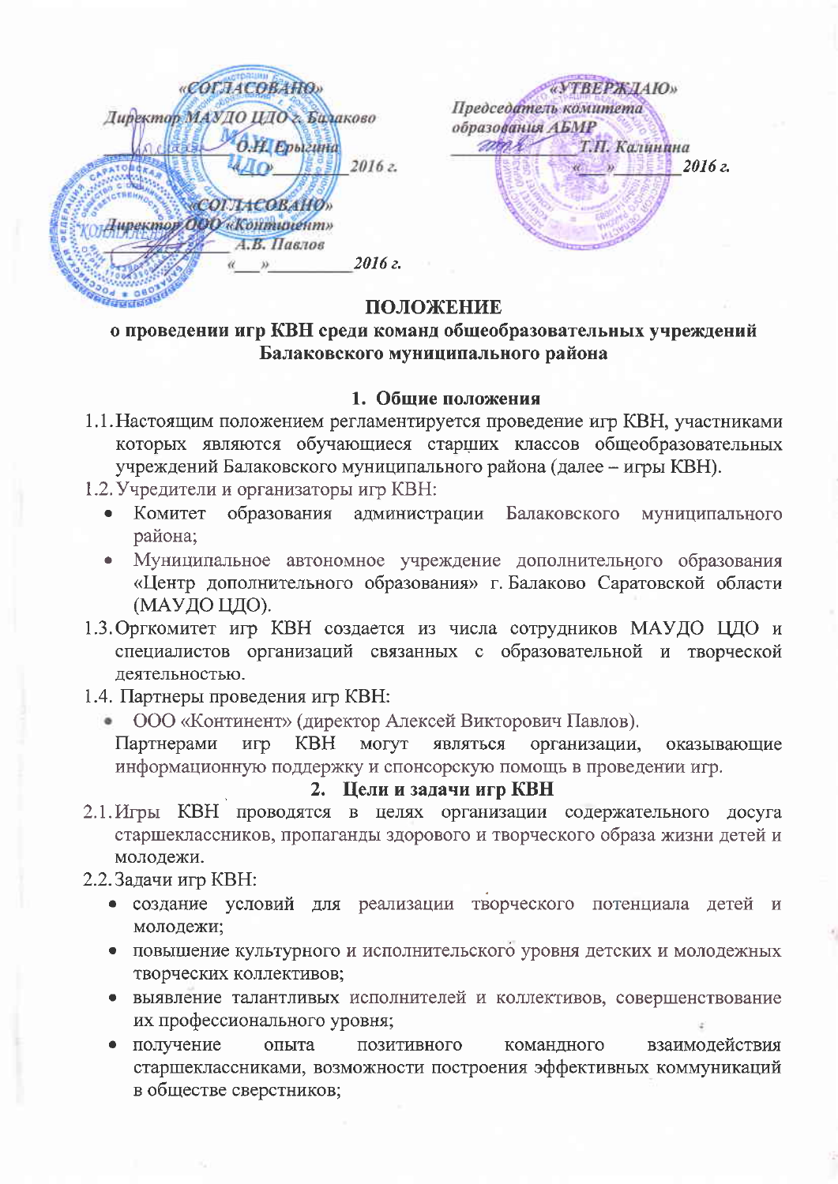«СОГЛАСОВАНО»
Директор МАУДО ЦДО г. Балаково
_____________ О.Н. Ерыгина
«____» _________ 2016 г.

«СОГЛАСОВАНО»
Директор ООО «Континент»
_____________ А.В. Павлов
«___» _________ 2016 г.

«УТВЕРЖДАЮ»
Председатель комитета
образования АБМР
_____________ Т.П. Калинина
«___» _________ 2016 г.

# ПОЛОЖЕНИЕ
## о проведении игр КВН среди команд общеобразовательных учреждений Балаковского муниципального района

### 1. Общие положения

1.1. Настоящим положением регламентируется проведение игр КВН, участниками которых являются обучающиеся старших классов общеобразовательных учреждений Балаковского муниципального района (далее – игры КВН).

1.2. Учредители и организаторы игр КВН:
- Комитет образования администрации Балаковского муниципального района;
- Муниципальное автономное учреждение дополнительного образования «Центр дополнительного образования» г. Балаково Саратовской области (МАУДО ЦДО).

1.3. Оргкомитет игр КВН создается из числа сотрудников МАУДО ЦДО и специалистов организаций связанных с образовательной и творческой деятельностью.

1.4. Партнеры проведения игр КВН:
- ООО «Континент» (директор Алексей Викторович Павлов).

Партнерами игр КВН могут являться организации, оказывающие информационную поддержку и спонсорскую помощь в проведении игр.

### 2. Цели и задачи игр КВН

2.1. Игры КВН проводятся в целях организации содержательного досуга старшеклассников, пропаганды здорового и творческого образа жизни детей и молодежи.

2.2. Задачи игр КВН:
- создание условий для реализации творческого потенциала детей и молодежи;
- повышение культурного и исполнительского уровня детских и молодежных творческих коллективов;
- выявление талантливых исполнителей и коллективов, совершенствование их профессионального уровня;
- получение опыта позитивного командного взаимодействия старшеклассниками, возможности построения эффективных коммуникаций в обществе сверстников;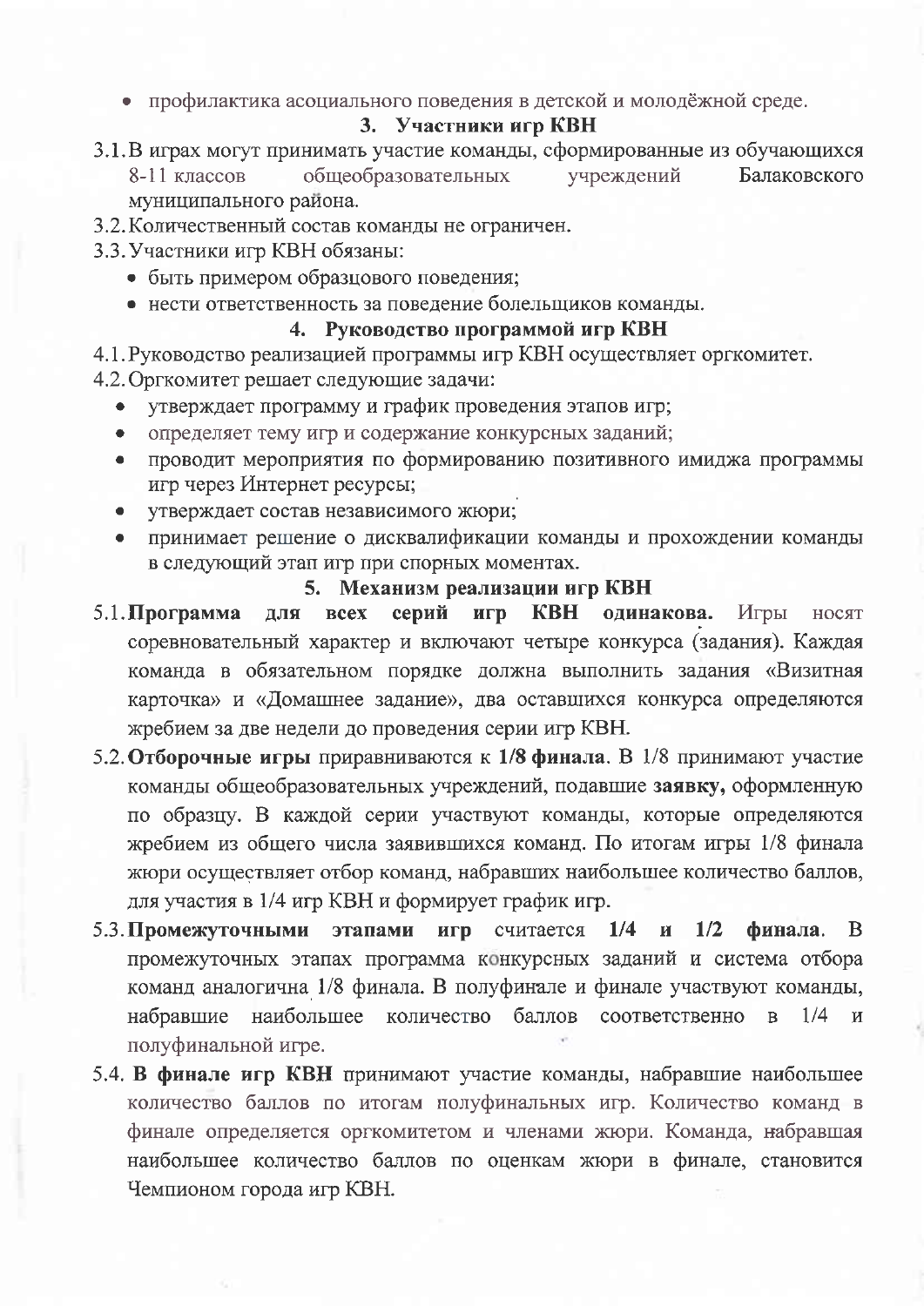- профилактика асоциального поведения в детской и молодёжной среде.

## 3. Участники игр КВН

3.1. В играх могут принимать участие команды, сформированные из обучающихся 8-11 классов общеобразовательных учреждений Балаковского муниципального района.

3.2. Количественный состав команды не ограничен.

3.3. Участники игр КВН обязаны:

- быть примером образцового поведения;
- нести ответственность за поведение болельщиков команды.

## 4. Руководство программой игр КВН

4.1. Руководство реализацией программы игр КВН осуществляет оргкомитет.

4.2. Оргкомитет решает следующие задачи:

- утверждает программу и график проведения этапов игр;
- определяет тему игр и содержание конкурсных заданий;
- проводит мероприятия по формированию позитивного имиджа программы игр через Интернет ресурсы;
- утверждает состав независимого жюри;
- принимает решение о дисквалификации команды и прохождении команды в следующий этап игр при спорных моментах.

## 5. Механизм реализации игр КВН

5.1. **Программа для всех серий игр КВН одинакова.** Игры носят соревновательный характер и включают четыре конкурса (задания). Каждая команда в обязательном порядке должна выполнить задания «Визитная карточка» и «Домашнее задание», два оставшихся конкурса определяются жребием за две недели до проведения серии игр КВН.

5.2. **Отборочные игры** приравниваются к **1/8 финала**. В 1/8 принимают участие команды общеобразовательных учреждений, подавшие **заявку,** оформленную по образцу. В каждой серии участвуют команды, которые определяются жребием из общего числа заявившихся команд. По итогам игры 1/8 финала жюри осуществляет отбор команд, набравших наибольшее количество баллов, для участия в 1/4 игр КВН и формирует график игр.

5.3. **Промежуточными этапами игр** считается **1/4 и 1/2 финала**. В промежуточных этапах программа конкурсных заданий и система отбора команд аналогична 1/8 финала. В полуфинале и финале участвуют команды, набравшие наибольшее количество баллов соответственно в 1/4 и полуфинальной игре.

5.4. **В финале игр КВН** принимают участие команды, набравшие наибольшее количество баллов по итогам полуфинальных игр. Количество команд в финале определяется оргкомитетом и членами жюри. Команда, набравшая наибольшее количество баллов по оценкам жюри в финале, становится Чемпионом города игр КВН.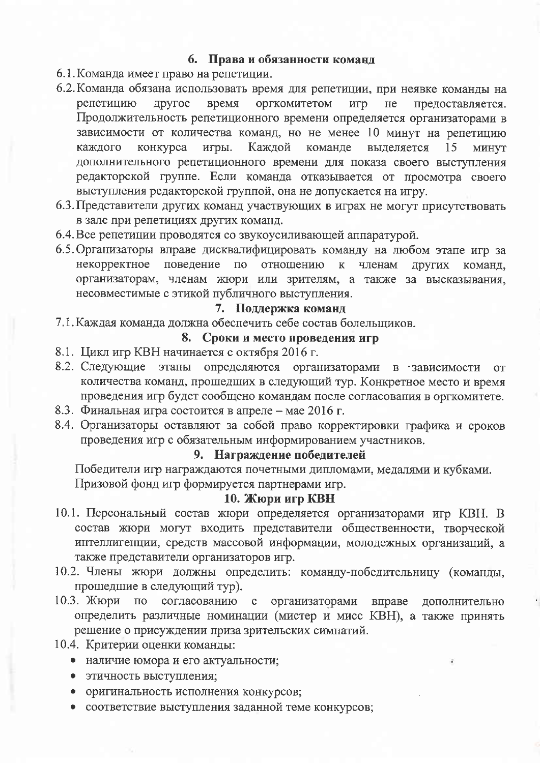## 6. Права и обязанности команд

6.1. Команда имеет право на репетиции.

6.2. Команда обязана использовать время для репетиции, при неявке команды на репетицию другое время оргкомитетом игр не предоставляется. Продолжительность репетиционного времени определяется организаторами в зависимости от количества команд, но не менее 10 минут на репетицию каждого конкурса игры. Каждой команде выделяется 15 минут дополнительного репетиционного времени для показа своего выступления редакторской группе. Если команда отказывается от просмотра своего выступления редакторской группой, она не допускается на игру.

6.3. Представители других команд участвующих в играх не могут присутствовать в зале при репетициях других команд.

6.4. Все репетиции проводятся со звукоусиливающей аппаратурой.

6.5. Организаторы вправе дисквалифицировать команду на любом этапе игр за некорректное поведение по отношению к членам других команд, организаторам, членам жюри или зрителям, а также за высказывания, несовместимые с этикой публичного выступления.

## 7. Поддержка команд

7.1. Каждая команда должна обеспечить себе состав болельщиков.

## 8. Сроки и место проведения игр

8.1. Цикл игр КВН начинается с октября 2016 г.

8.2. Следующие этапы определяются организаторами в зависимости от количества команд, прошедших в следующий тур. Конкретное место и время проведения игр будет сообщено командам после согласования в оргкомитете.

8.3. Финальная игра состоится в апреле – мае 2016 г.

8.4. Организаторы оставляют за собой право корректировки графика и сроков проведения игр с обязательным информированием участников.

## 9. Награждение победителей

Победители игр награждаются почетными дипломами, медалями и кубками.
Призовой фонд игр формируется партнерами игр.

## 10. Жюри игр КВН

10.1. Персональный состав жюри определяется организаторами игр КВН. В состав жюри могут входить представители общественности, творческой интеллигенции, средств массовой информации, молодежных организаций, а также представители организаторов игр.

10.2. Члены жюри должны определить: команду-победительницу (команды, прошедшие в следующий тур).

10.3. Жюри по согласованию с организаторами вправе дополнительно определить различные номинации (мистер и мисс КВН), а также принять решение о присуждении приза зрительских симпатий.

10.4. Критерии оценки команды:

- наличие юмора и его актуальности;
- этичность выступления;
- оригинальность исполнения конкурсов;
- соответствие выступления заданной теме конкурсов;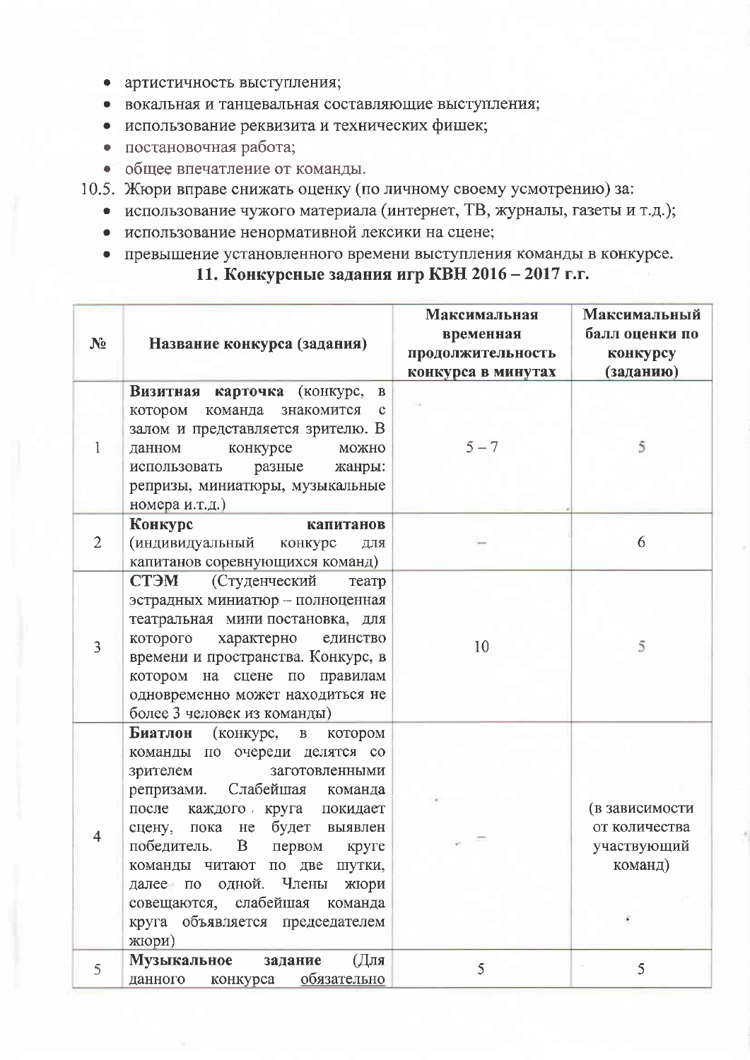- артистичность выступления;
- вокальная и танцевальная составляющие выступления;
- использование реквизита и технических фишек;
- постановочная работа;
- общее впечатление от команды.

10.5. Жюри вправе снижать оценку (по личному своему усмотрению) за:

- использование чужого материала (интернет, ТВ, журналы, газеты и т.д.);
- использование ненормативной лексики на сцене;
- превышение установленного времени выступления команды в конкурсе.

## 11. Конкурсные задания игр КВН 2016 – 2017 г.г.

| № | Название конкурса (задания) | Максимальная временная продолжительность конкурса в минутах | Максимальный балл оценки по конкурсу (заданию) |
|---|---|---|---|
| 1 | **Визитная карточка** (конкурс, в котором команда знакомится с залом и представляется зрителю. В данном конкурсе можно использовать разные жанры: репризы, миниатюры, музыкальные номера и.т.д.) | 5 – 7 | 5 |
| 2 | **Конкурс капитанов** (индивидуальный конкурс для капитанов соревнующихся команд) | – | 6 |
| 3 | **СТЭМ** (Студенческий театр эстрадных миниатюр – полноценная театральная мини постановка, для которого характерно единство времени и пространства. Конкурс, в котором на сцене по правилам одновременно может находиться не более 3 человек из команды) | 10 | 5 |
| 4 | **Биатлон** (конкурс, в котором команды по очереди делятся со зрителем заготовленными репризами. Слабейшая команда после каждого круга покидает сцену, пока не будет выявлен победитель. В первом круге команды читают по две шутки, далее по одной. Члены жюри совещаются, слабейшая команда круга объявляется председателем жюри) | – | (в зависимости от количества участвующий команд) |
| 5 | **Музыкальное задание** (Для данного конкурса <u>обязательно</u> | 5 | 5 |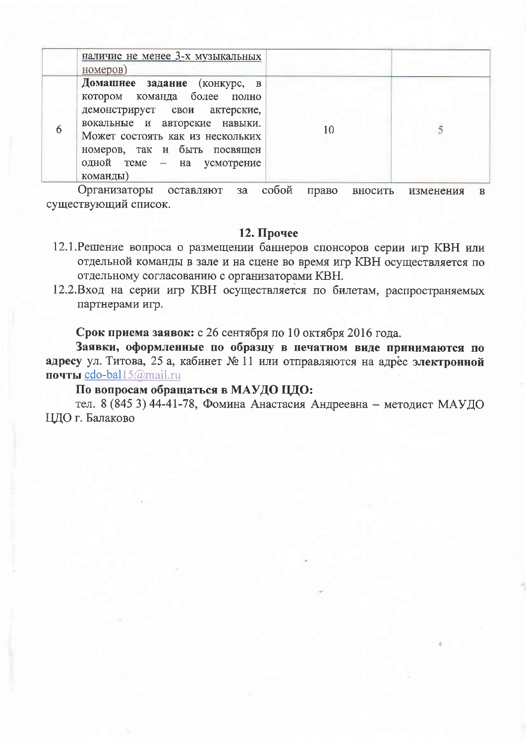|  | наличие не менее 3-х музыкальных номеров) |  |  |
|---|---|---|---|
| 6 | **Домашнее задание** (конкурс, в котором команда более полно демонстрирует свои актерские, вокальные и авторские навыки. Может состоять как из нескольких номеров, так и быть посвящен одной теме – на усмотрение команды) | 10 | 5 |

Организаторы оставляют за собой право вносить изменения в существующий список.

## 12. Прочее

12.1. Решение вопроса о размещении баннеров спонсоров серии игр КВН или отдельной команды в зале и на сцене во время игр КВН осуществляется по отдельному согласованию с организаторами КВН.

12.2. Вход на серии игр КВН осуществляется по билетам, распространяемых партнерами игр.

**Срок приема заявок:** с 26 сентября по 10 октября 2016 года.

**Заявки, оформленные по образцу в печатном виде принимаются по адресу** ул. Титова, 25 а, кабинет № 11 или отправляются на адрес **электронной почты** cdo-bal15@mail.ru

**По вопросам обращаться в МАУДО ЦДО:**

тел. 8 (845 3) 44-41-78, Фомина Анастасия Андреевна – методист МАУДО ЦДО г. Балаково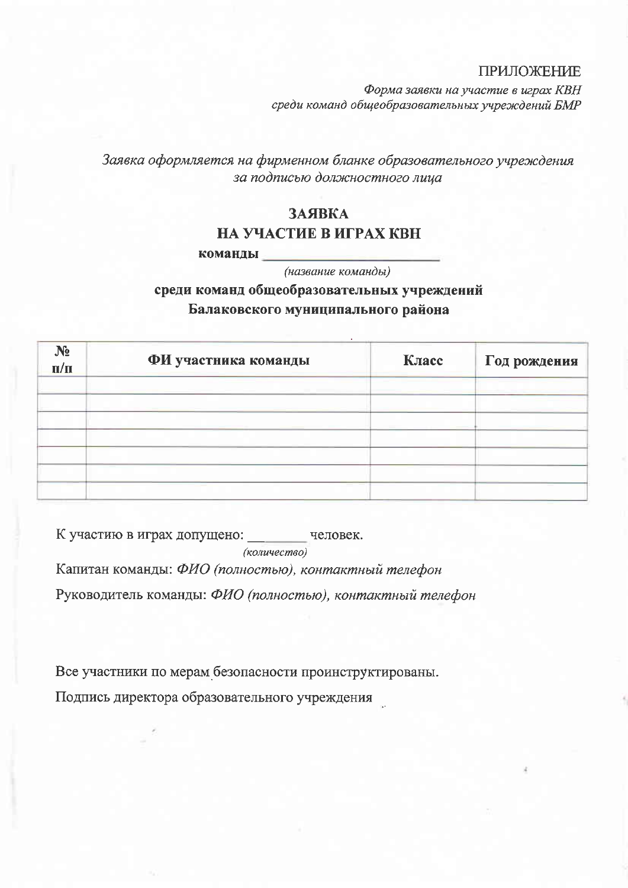ПРИЛОЖЕНИЕ

*Форма заявки на участие в играх КВН среди команд общеобразовательных учреждений БМР*

*Заявка оформляется на фирменном бланке образовательного учреждения за подписью должностного лица*

**ЗАЯВКА**

**НА УЧАСТИЕ В ИГРАХ КВН**

**команды ________________________**

*(название команды)*

**среди команд общеобразовательных учреждений Балаковского муниципального района**

| № п/п | ФИ участника команды | Класс | Год рождения |
|---|---|---|---|
| | | | |
| | | | |
| | | | |
| | | | |
| | | | |
| | | | |
| | | | |

К участию в играх допущено: ________ человек.

*(количество)*

Капитан команды: *ФИО (полностью), контактный телефон*

Руководитель команды: *ФИО (полностью), контактный телефон*

Все участники по мерам безопасности проинструктированы.

Подпись директора образовательного учреждения